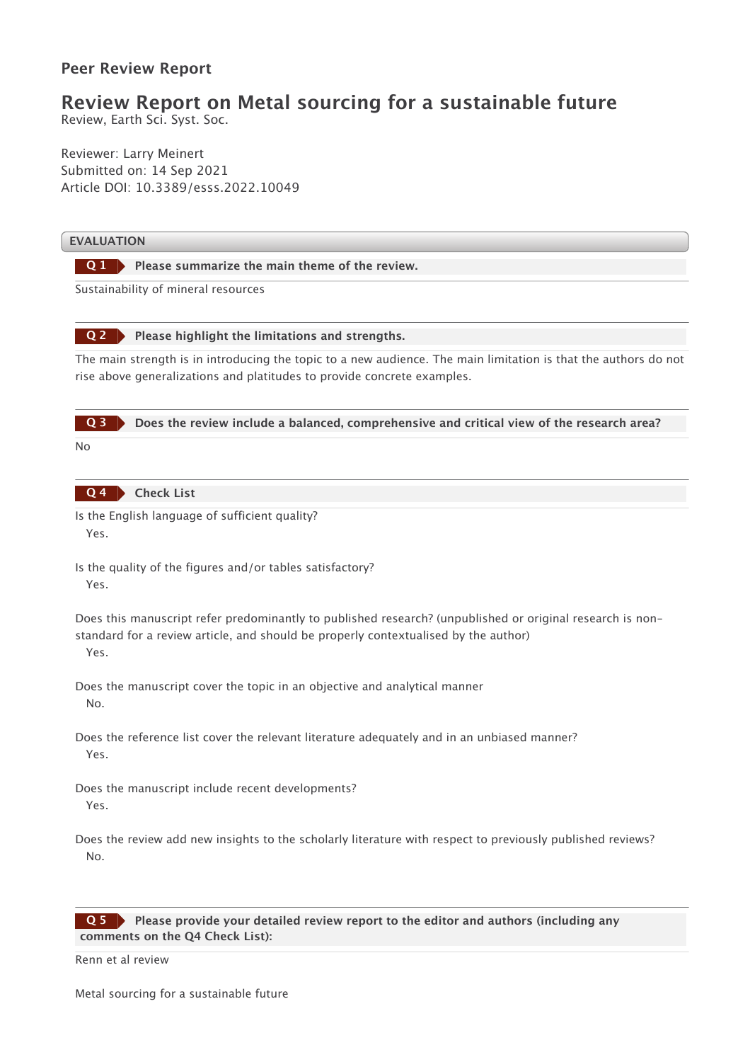# Peer Review Report

## Review Report on Metal sourcing for a sustainable future

Review, Earth Sci. Syst. Soc.

Reviewer: Larry Meinert
Submitted on: 14 Sep 2021
Article DOI: 10.3389/esss.2022.10049

### EVALUATION

**Q 1 Please summarize the main theme of the review.**

Sustainability of mineral resources

**Q 2 Please highlight the limitations and strengths.**

The main strength is in introducing the topic to a new audience. The main limitation is that the authors do not rise above generalizations and platitudes to provide concrete examples.

**Q 3 Does the review include a balanced, comprehensive and critical view of the research area?**

No

**Q 4 Check List**

Is the English language of sufficient quality?
Yes.

Is the quality of the figures and/or tables satisfactory?
Yes.

Does this manuscript refer predominantly to published research? (unpublished or original research is non-standard for a review article, and should be properly contextualised by the author)
Yes.

Does the manuscript cover the topic in an objective and analytical manner
No.

Does the reference list cover the relevant literature adequately and in an unbiased manner?
Yes.

Does the manuscript include recent developments?
Yes.

Does the review add new insights to the scholarly literature with respect to previously published reviews?
No.

**Q 5 Please provide your detailed review report to the editor and authors (including any comments on the Q4 Check List):**

Renn et al review

Metal sourcing for a sustainable future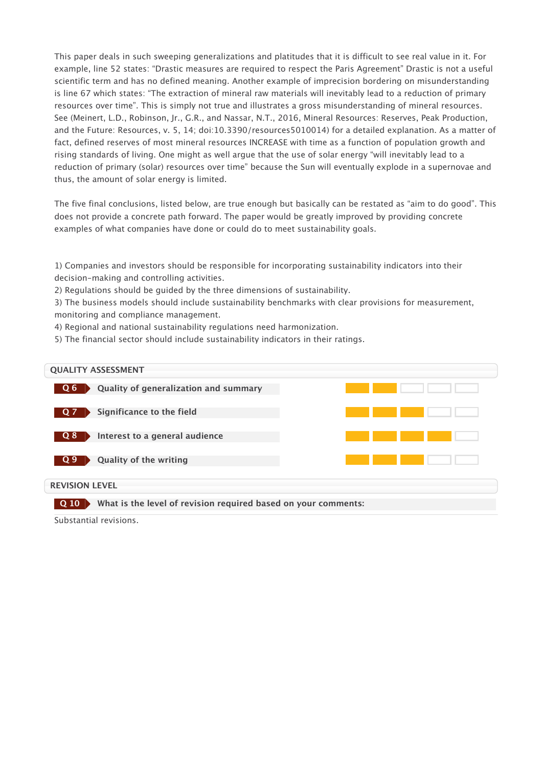This paper deals in such sweeping generalizations and platitudes that it is difficult to see real value in it. For example, line 52 states: "Drastic measures are required to respect the Paris Agreement" Drastic is not a useful scientific term and has no defined meaning. Another example of imprecision bordering on misunderstanding is line 67 which states: "The extraction of mineral raw materials will inevitably lead to a reduction of primary resources over time". This is simply not true and illustrates a gross misunderstanding of mineral resources. See (Meinert, L.D., Robinson, Jr., G.R., and Nassar, N.T., 2016, Mineral Resources: Reserves, Peak Production, and the Future: Resources, v. 5, 14; doi:10.3390/resources5010014) for a detailed explanation. As a matter of fact, defined reserves of most mineral resources INCREASE with time as a function of population growth and rising standards of living. One might as well argue that the use of solar energy "will inevitably lead to a reduction of primary (solar) resources over time" because the Sun will eventually explode in a supernovae and thus, the amount of solar energy is limited.

The five final conclusions, listed below, are true enough but basically can be restated as "aim to do good". This does not provide a concrete path forward. The paper would be greatly improved by providing concrete examples of what companies have done or could do to meet sustainability goals.

1) Companies and investors should be responsible for incorporating sustainability indicators into their decision-making and controlling activities.
2) Regulations should be guided by the three dimensions of sustainability.
3) The business models should include sustainability benchmarks with clear provisions for measurement, monitoring and compliance management.
4) Regional and national sustainability regulations need harmonization.
5) The financial sector should include sustainability indicators in their ratings.

## QUALITY ASSESSMENT

| | | |
|---|---|---|
| Q 6 | Quality of generalization and summary | 2/5 |
| Q 7 | Significance to the field | 3/5 |
| Q 8 | Interest to a general audience | 4/5 |
| Q 9 | Quality of the writing | 3/5 |

## REVISION LEVEL

**Q 10** What is the level of revision required based on your comments:

Substantial revisions.